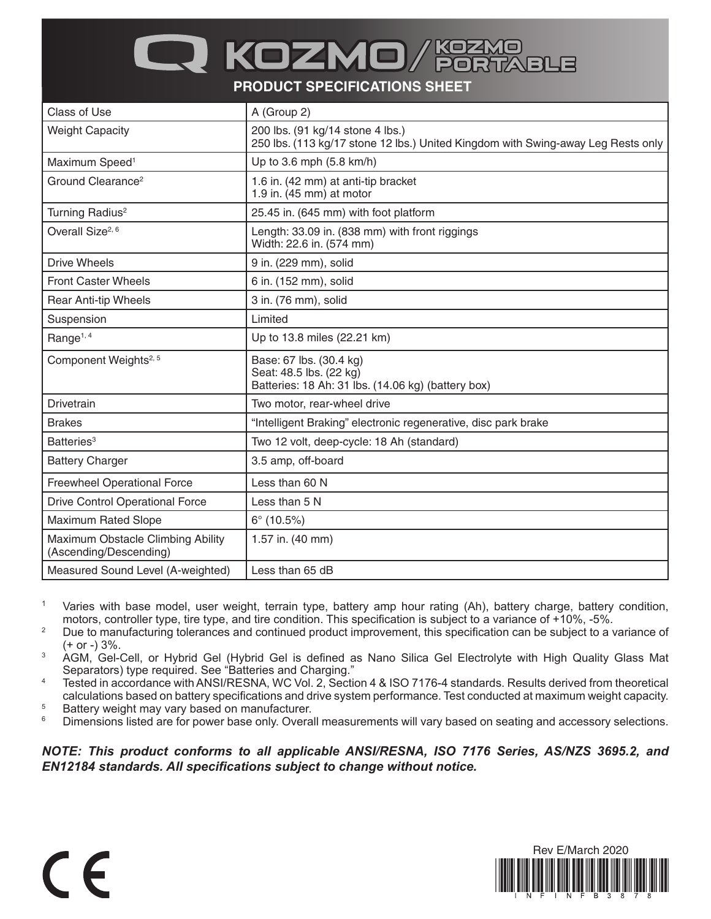# KOZMO / KOZMO PORTABLE

## PRODUCT SPECIFICATIONS SHEET

| | |
|---|---|
| Class of Use | A (Group 2) |
| Weight Capacity | 200 lbs. (91 kg/14 stone 4 lbs.)<br>250 lbs. (113 kg/17 stone 12 lbs.) United Kingdom with Swing-away Leg Rests only |
| Maximum Speed[1] | Up to 3.6 mph (5.8 km/h) |
| Ground Clearance[2] | 1.6 in. (42 mm) at anti-tip bracket<br>1.9 in. (45 mm) at motor |
| Turning Radius[2] | 25.45 in. (645 mm) with foot platform |
| Overall Size[2, 6] | Length: 33.09 in. (838 mm) with front riggings<br>Width: 22.6 in. (574 mm) |
| Drive Wheels | 9 in. (229 mm), solid |
| Front Caster Wheels | 6 in. (152 mm), solid |
| Rear Anti-tip Wheels | 3 in. (76 mm), solid |
| Suspension | Limited |
| Range[1, 4] | Up to 13.8 miles (22.21 km) |
| Component Weights[2, 5] | Base: 67 lbs. (30.4 kg)<br>Seat: 48.5 lbs. (22 kg)<br>Batteries: 18 Ah: 31 lbs. (14.06 kg) (battery box) |
| Drivetrain | Two motor, rear-wheel drive |
| Brakes | "Intelligent Braking" electronic regenerative, disc park brake |
| Batteries[3] | Two 12 volt, deep-cycle: 18 Ah (standard) |
| Battery Charger | 3.5 amp, off-board |
| Freewheel Operational Force | Less than 60 N |
| Drive Control Operational Force | Less than 5 N |
| Maximum Rated Slope | 6° (10.5%) |
| Maximum Obstacle Climbing Ability (Ascending/Descending) | 1.57 in. (40 mm) |
| Measured Sound Level (A-weighted) | Less than 65 dB |

[1] Varies with base model, user weight, terrain type, battery amp hour rating (Ah), battery charge, battery condition, motors, controller type, tire type, and tire condition. This specification is subject to a variance of +10%, -5%.

[2] Due to manufacturing tolerances and continued product improvement, this specification can be subject to a variance of (+ or -) 3%.

[3] AGM, Gel-Cell, or Hybrid Gel (Hybrid Gel is defined as Nano Silica Gel Electrolyte with High Quality Glass Mat Separators) type required. See "Batteries and Charging."

[4] Tested in accordance with ANSI/RESNA, WC Vol. 2, Section 4 & ISO 7176-4 standards. Results derived from theoretical calculations based on battery specifications and drive system performance. Test conducted at maximum weight capacity.

[5] Battery weight may vary based on manufacturer.

[6] Dimensions listed are for power base only. Overall measurements will vary based on seating and accessory selections.

***NOTE: This product conforms to all applicable ANSI/RESNA, ISO 7176 Series, AS/NZS 3695.2, and EN12184 standards. All specifications subject to change without notice.***

CE

Rev E/March 2020

INFINFB3878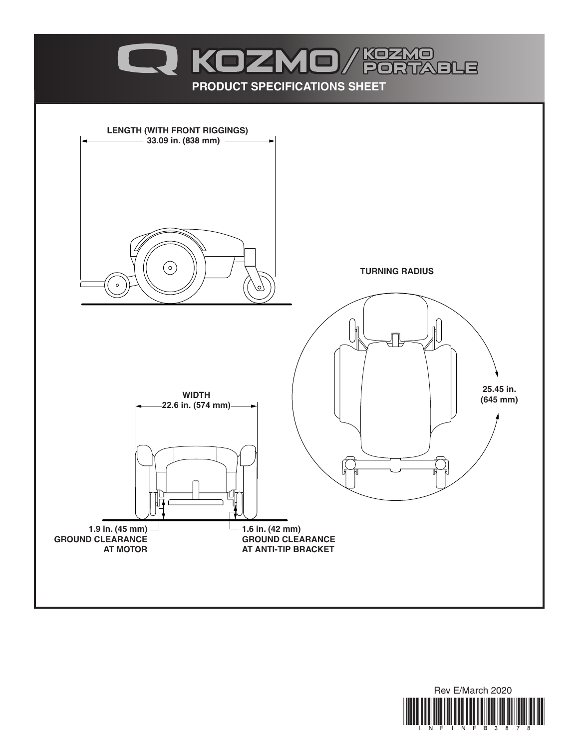# KOZMO / KOZMO PORTABLE

## PRODUCT SPECIFICATIONS SHEET

LENGTH (WITH FRONT RIGGINGS)
33.09 in. (838 mm)

TURNING RADIUS

25.45 in.
(645 mm)

WIDTH
22.6 in. (574 mm)

1.9 in. (45 mm)
GROUND CLEARANCE
AT MOTOR

1.6 in. (42 mm)
GROUND CLEARANCE
AT ANTI-TIP BRACKET

Rev E/March 2020

INFINFB3878